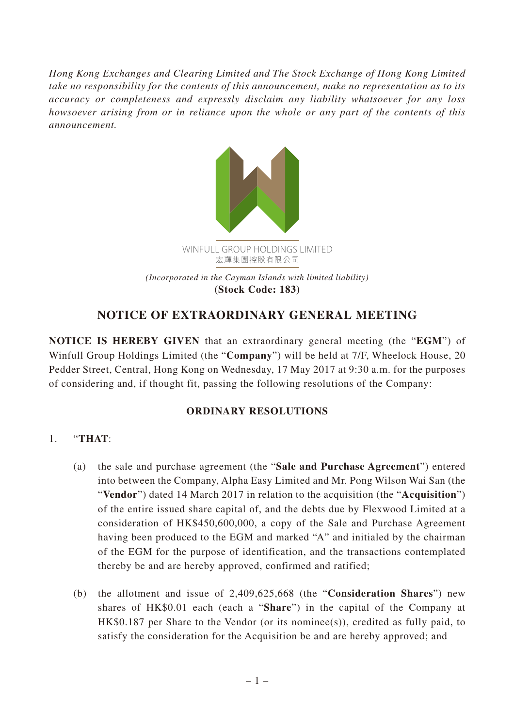*Hong Kong Exchanges and Clearing Limited and The Stock Exchange of Hong Kong Limited take no responsibility for the contents of this announcement, make no representation as to its accuracy or completeness and expressly disclaim any liability whatsoever for any loss howsoever arising from or in reliance upon the whole or any part of the contents of this announcement.*

WINFULL GROUP HOLDINGS LIMITED
宏輝集團控股有限公司

*(Incorporated in the Cayman Islands with limited liability)*
**(Stock Code: 183)**

# NOTICE OF EXTRAORDINARY GENERAL MEETING

**NOTICE IS HEREBY GIVEN** that an extraordinary general meeting (the "**EGM**") of Winfull Group Holdings Limited (the "**Company**") will be held at 7/F, Wheelock House, 20 Pedder Street, Central, Hong Kong on Wednesday, 17 May 2017 at 9:30 a.m. for the purposes of considering and, if thought fit, passing the following resolutions of the Company:

## ORDINARY RESOLUTIONS

1. "**THAT**:

   (a) the sale and purchase agreement (the "**Sale and Purchase Agreement**") entered into between the Company, Alpha Easy Limited and Mr. Pong Wilson Wai San (the "**Vendor**") dated 14 March 2017 in relation to the acquisition (the "**Acquisition**") of the entire issued share capital of, and the debts due by Flexwood Limited at a consideration of HK$450,600,000, a copy of the Sale and Purchase Agreement having been produced to the EGM and marked "A" and initialed by the chairman of the EGM for the purpose of identification, and the transactions contemplated thereby be and are hereby approved, confirmed and ratified;

   (b) the allotment and issue of 2,409,625,668 (the "**Consideration Shares**") new shares of HK$0.01 each (each a "**Share**") in the capital of the Company at HK$0.187 per Share to the Vendor (or its nominee(s)), credited as fully paid, to satisfy the consideration for the Acquisition be and are hereby approved; and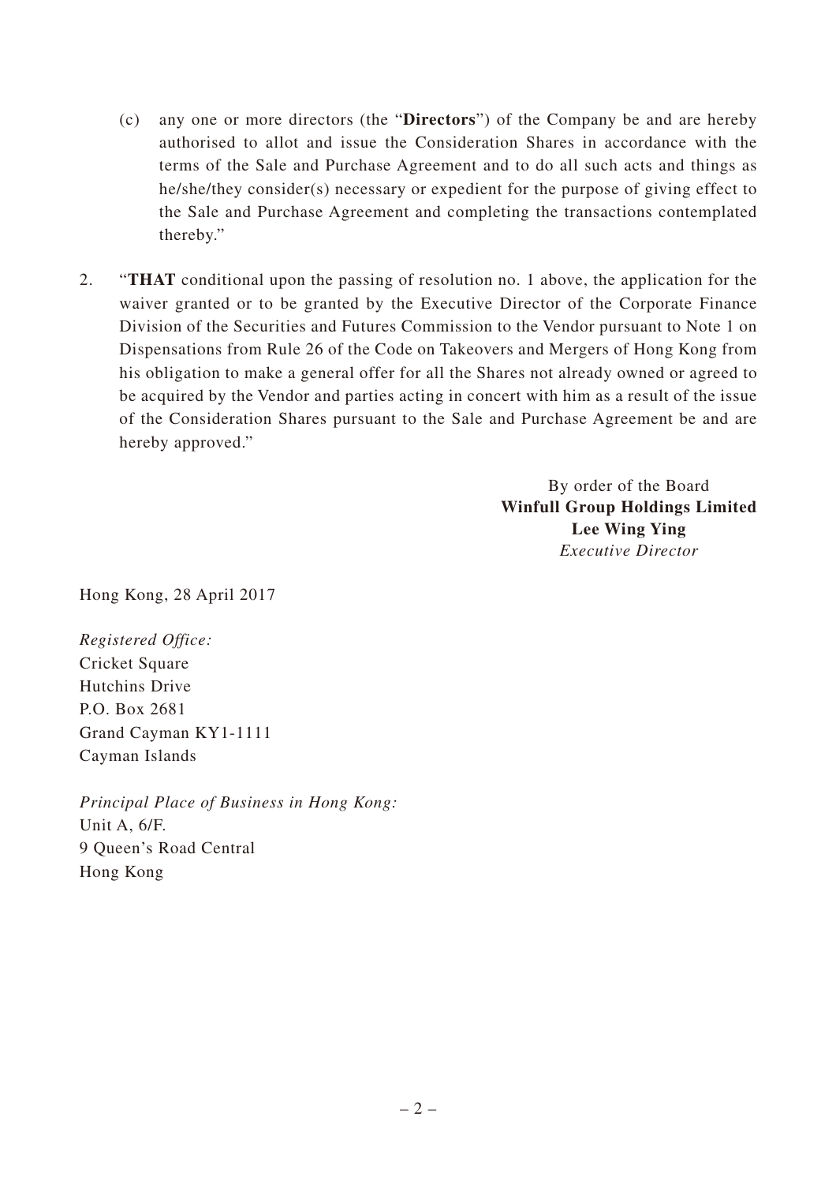(c) any one or more directors (the "**Directors**") of the Company be and are hereby authorised to allot and issue the Consideration Shares in accordance with the terms of the Sale and Purchase Agreement and to do all such acts and things as he/she/they consider(s) necessary or expedient for the purpose of giving effect to the Sale and Purchase Agreement and completing the transactions contemplated thereby."

2. "**THAT** conditional upon the passing of resolution no. 1 above, the application for the waiver granted or to be granted by the Executive Director of the Corporate Finance Division of the Securities and Futures Commission to the Vendor pursuant to Note 1 on Dispensations from Rule 26 of the Code on Takeovers and Mergers of Hong Kong from his obligation to make a general offer for all the Shares not already owned or agreed to be acquired by the Vendor and parties acting in concert with him as a result of the issue of the Consideration Shares pursuant to the Sale and Purchase Agreement be and are hereby approved."

By order of the Board
**Winfull Group Holdings Limited**
**Lee Wing Ying**
*Executive Director*

Hong Kong, 28 April 2017

*Registered Office:*
Cricket Square
Hutchins Drive
P.O. Box 2681
Grand Cayman KY1-1111
Cayman Islands

*Principal Place of Business in Hong Kong:*
Unit A, 6/F.
9 Queen's Road Central
Hong Kong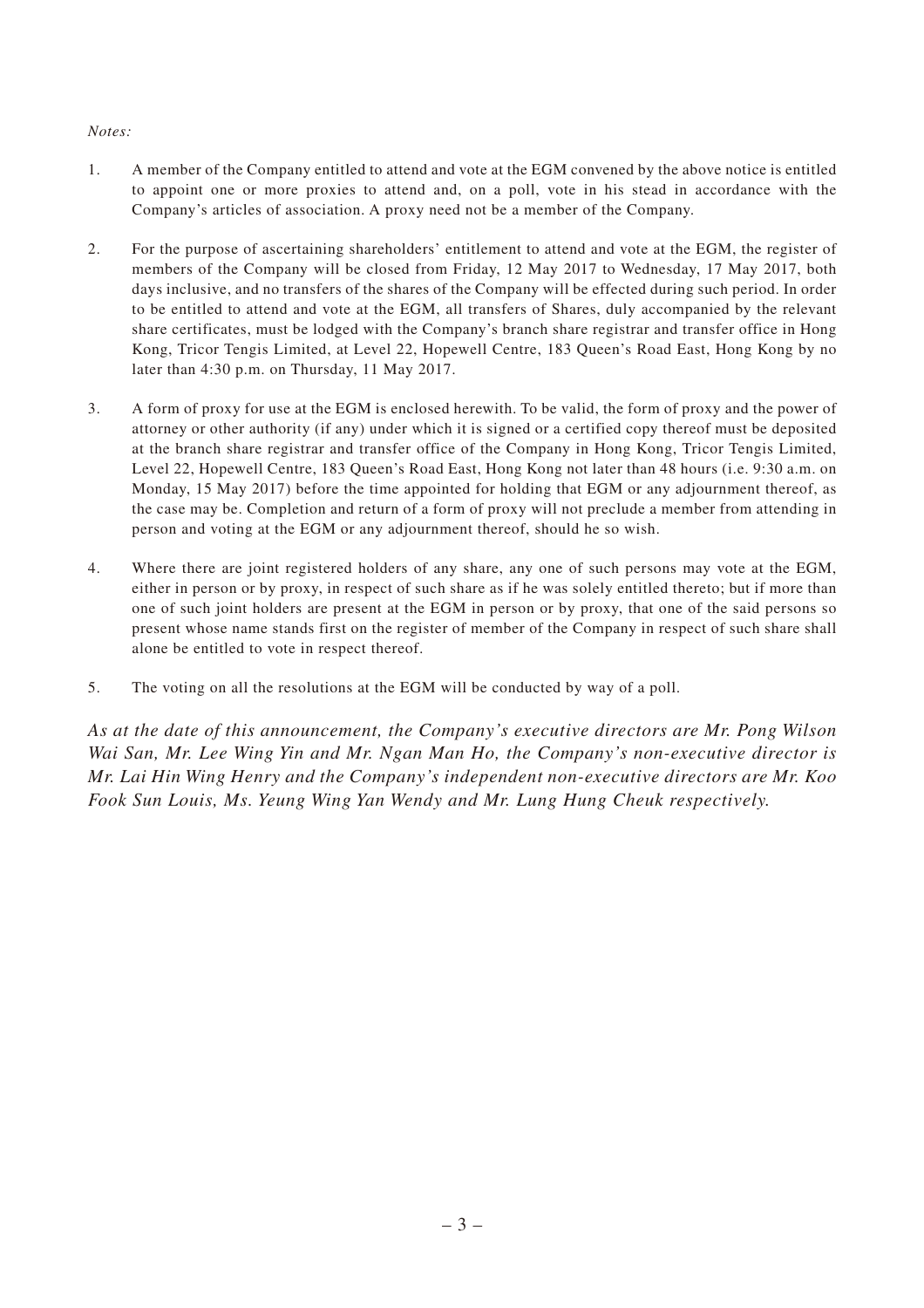*Notes:*

1. A member of the Company entitled to attend and vote at the EGM convened by the above notice is entitled to appoint one or more proxies to attend and, on a poll, vote in his stead in accordance with the Company's articles of association. A proxy need not be a member of the Company.

2. For the purpose of ascertaining shareholders' entitlement to attend and vote at the EGM, the register of members of the Company will be closed from Friday, 12 May 2017 to Wednesday, 17 May 2017, both days inclusive, and no transfers of the shares of the Company will be effected during such period. In order to be entitled to attend and vote at the EGM, all transfers of Shares, duly accompanied by the relevant share certificates, must be lodged with the Company's branch share registrar and transfer office in Hong Kong, Tricor Tengis Limited, at Level 22, Hopewell Centre, 183 Queen's Road East, Hong Kong by no later than 4:30 p.m. on Thursday, 11 May 2017.

3. A form of proxy for use at the EGM is enclosed herewith. To be valid, the form of proxy and the power of attorney or other authority (if any) under which it is signed or a certified copy thereof must be deposited at the branch share registrar and transfer office of the Company in Hong Kong, Tricor Tengis Limited, Level 22, Hopewell Centre, 183 Queen's Road East, Hong Kong not later than 48 hours (i.e. 9:30 a.m. on Monday, 15 May 2017) before the time appointed for holding that EGM or any adjournment thereof, as the case may be. Completion and return of a form of proxy will not preclude a member from attending in person and voting at the EGM or any adjournment thereof, should he so wish.

4. Where there are joint registered holders of any share, any one of such persons may vote at the EGM, either in person or by proxy, in respect of such share as if he was solely entitled thereto; but if more than one of such joint holders are present at the EGM in person or by proxy, that one of the said persons so present whose name stands first on the register of member of the Company in respect of such share shall alone be entitled to vote in respect thereof.

5. The voting on all the resolutions at the EGM will be conducted by way of a poll.

*As at the date of this announcement, the Company's executive directors are Mr. Pong Wilson Wai San, Mr. Lee Wing Yin and Mr. Ngan Man Ho, the Company's non-executive director is Mr. Lai Hin Wing Henry and the Company's independent non-executive directors are Mr. Koo Fook Sun Louis, Ms. Yeung Wing Yan Wendy and Mr. Lung Hung Cheuk respectively.*